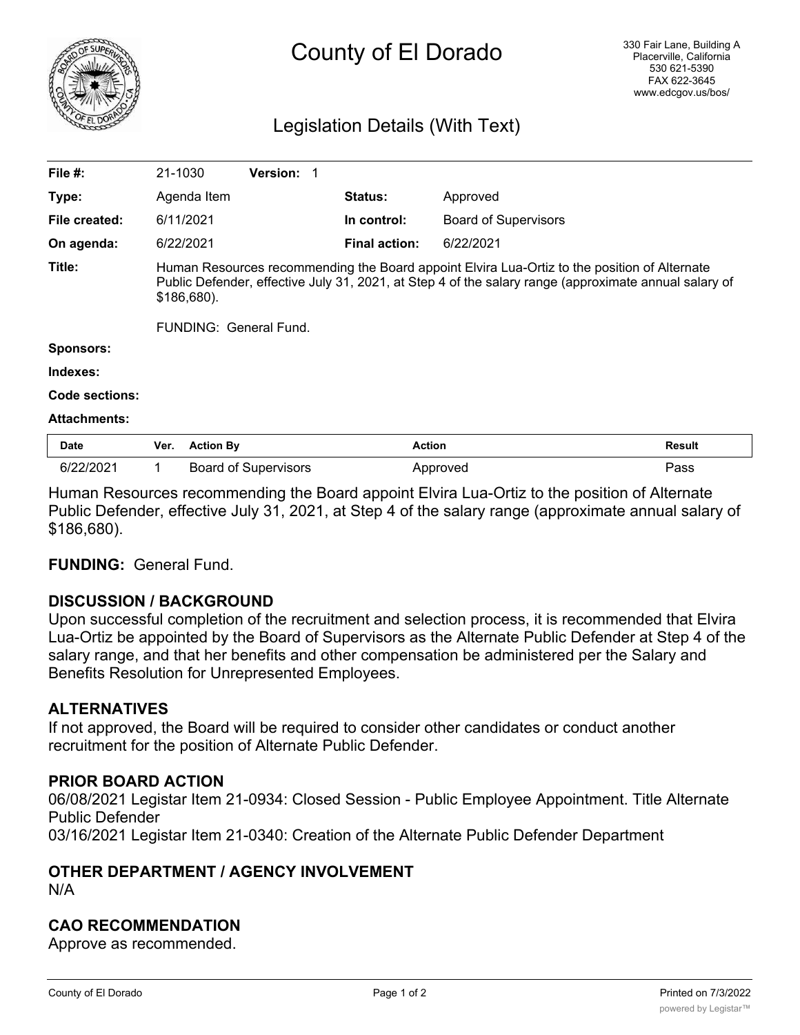# County of El Dorado

330 Fair Lane, Building A
Placerville, California
530 621-5390
FAX 622-3645
www.edcgov.us/bos/

## Legislation Details (With Text)

| | | | |
|---|---|---|---|
| **File #:** | 21-1030 **Version:** 1 | | |
| **Type:** | Agenda Item | **Status:** | Approved |
| **File created:** | 6/11/2021 | **In control:** | Board of Supervisors |
| **On agenda:** | 6/22/2021 | **Final action:** | 6/22/2021 |

**Title:** Human Resources recommending the Board appoint Elvira Lua-Ortiz to the position of Alternate Public Defender, effective July 31, 2021, at Step 4 of the salary range (approximate annual salary of $186,680).

FUNDING: General Fund.

**Sponsors:**

**Indexes:**

**Code sections:**

**Attachments:**

| Date | Ver. | Action By | Action | Result |
|---|---|---|---|---|
| 6/22/2021 | 1 | Board of Supervisors | Approved | Pass |

Human Resources recommending the Board appoint Elvira Lua-Ortiz to the position of Alternate Public Defender, effective July 31, 2021, at Step 4 of the salary range (approximate annual salary of $186,680).

**FUNDING:** General Fund.

### DISCUSSION / BACKGROUND

Upon successful completion of the recruitment and selection process, it is recommended that Elvira Lua-Ortiz be appointed by the Board of Supervisors as the Alternate Public Defender at Step 4 of the salary range, and that her benefits and other compensation be administered per the Salary and Benefits Resolution for Unrepresented Employees.

### ALTERNATIVES

If not approved, the Board will be required to consider other candidates or conduct another recruitment for the position of Alternate Public Defender.

### PRIOR BOARD ACTION

06/08/2021 Legistar Item 21-0934: Closed Session - Public Employee Appointment. Title Alternate Public Defender
03/16/2021 Legistar Item 21-0340: Creation of the Alternate Public Defender Department

### OTHER DEPARTMENT / AGENCY INVOLVEMENT

N/A

### CAO RECOMMENDATION

Approve as recommended.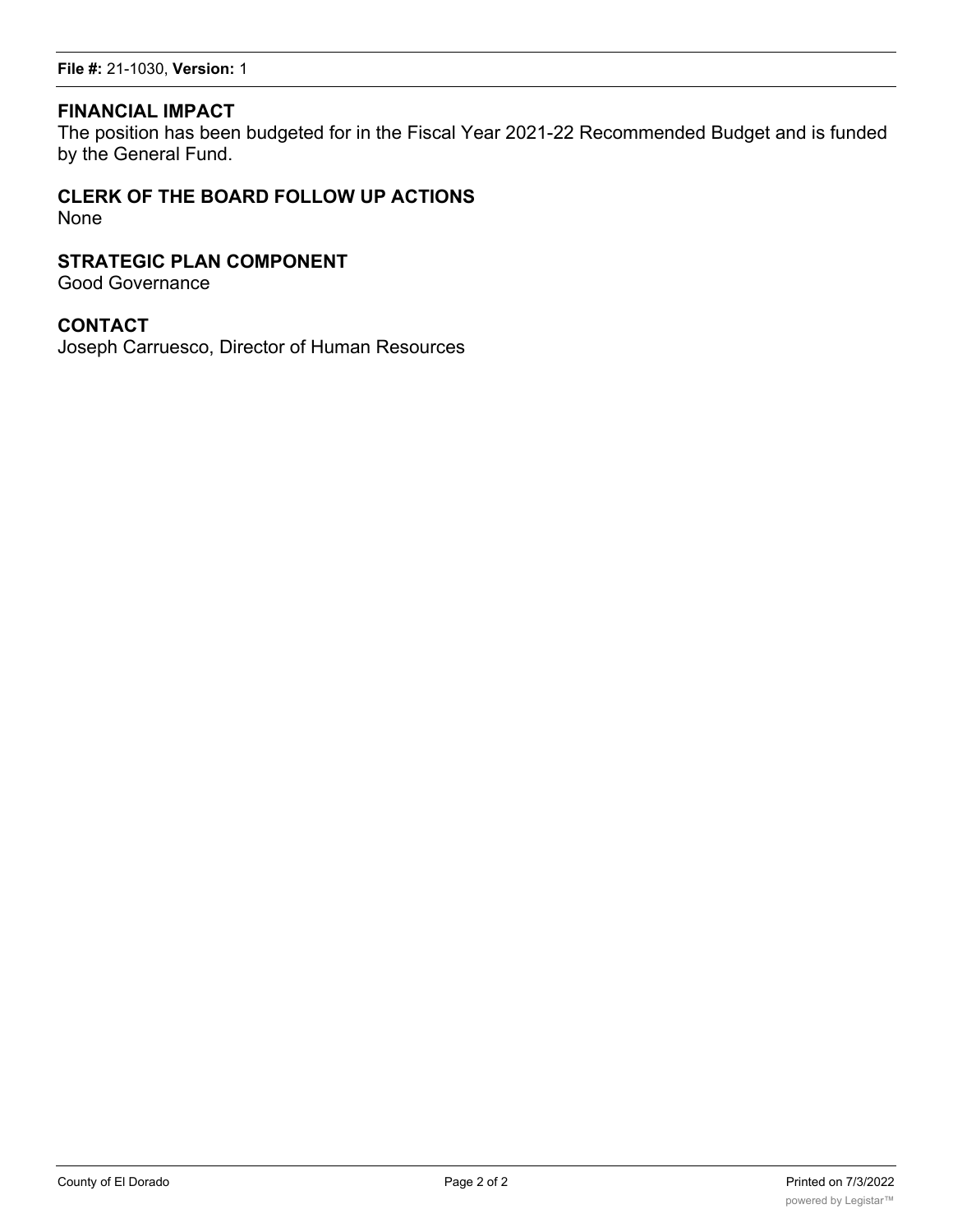## FINANCIAL IMPACT

The position has been budgeted for in the Fiscal Year 2021-22 Recommended Budget and is funded by the General Fund.

## CLERK OF THE BOARD FOLLOW UP ACTIONS

None

## STRATEGIC PLAN COMPONENT

Good Governance

## CONTACT

Joseph Carruesco, Director of Human Resources